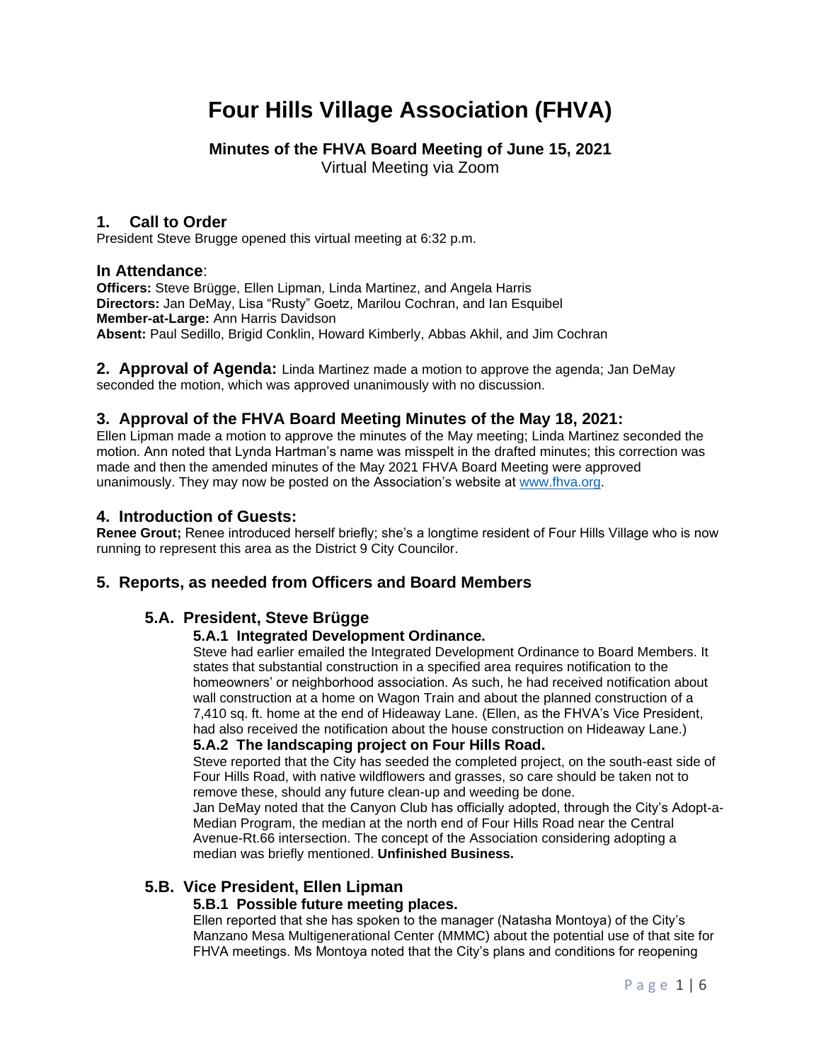# Four Hills Village Association (FHVA)

**Minutes of the FHVA Board Meeting of June 15, 2021**

Virtual Meeting via Zoom

## 1. Call to Order

President Steve Brugge opened this virtual meeting at 6:32 p.m.

### In Attendance:

**Officers:** Steve Brügge, Ellen Lipman, Linda Martinez, and Angela Harris
**Directors:** Jan DeMay, Lisa "Rusty" Goetz, Marilou Cochran, and Ian Esquibel
**Member-at-Large:** Ann Harris Davidson
**Absent:** Paul Sedillo, Brigid Conklin, Howard Kimberly, Abbas Akhil, and Jim Cochran

## 2. Approval of Agenda:

Linda Martinez made a motion to approve the agenda; Jan DeMay seconded the motion, which was approved unanimously with no discussion.

## 3. Approval of the FHVA Board Meeting Minutes of the May 18, 2021:

Ellen Lipman made a motion to approve the minutes of the May meeting; Linda Martinez seconded the motion. Ann noted that Lynda Hartman's name was misspelt in the drafted minutes; this correction was made and then the amended minutes of the May 2021 FHVA Board Meeting were approved unanimously. They may now be posted on the Association's website at www.fhva.org.

## 4. Introduction of Guests:

**Renee Grout;** Renee introduced herself briefly; she's a longtime resident of Four Hills Village who is now running to represent this area as the District 9 City Councilor.

## 5. Reports, as needed from Officers and Board Members

### 5.A. President, Steve Brügge

#### 5.A.1 Integrated Development Ordinance.

Steve had earlier emailed the Integrated Development Ordinance to Board Members. It states that substantial construction in a specified area requires notification to the homeowners' or neighborhood association. As such, he had received notification about wall construction at a home on Wagon Train and about the planned construction of a 7,410 sq. ft. home at the end of Hideaway Lane. (Ellen, as the FHVA's Vice President, had also received the notification about the house construction on Hideaway Lane.)

#### 5.A.2 The landscaping project on Four Hills Road.

Steve reported that the City has seeded the completed project, on the south-east side of Four Hills Road, with native wildflowers and grasses, so care should be taken not to remove these, should any future clean-up and weeding be done.

Jan DeMay noted that the Canyon Club has officially adopted, through the City's Adopt-a-Median Program, the median at the north end of Four Hills Road near the Central Avenue-Rt.66 intersection. The concept of the Association considering adopting a median was briefly mentioned. **Unfinished Business.**

### 5.B. Vice President, Ellen Lipman

#### 5.B.1 Possible future meeting places.

Ellen reported that she has spoken to the manager (Natasha Montoya) of the City's Manzano Mesa Multigenerational Center (MMMC) about the potential use of that site for FHVA meetings. Ms Montoya noted that the City's plans and conditions for reopening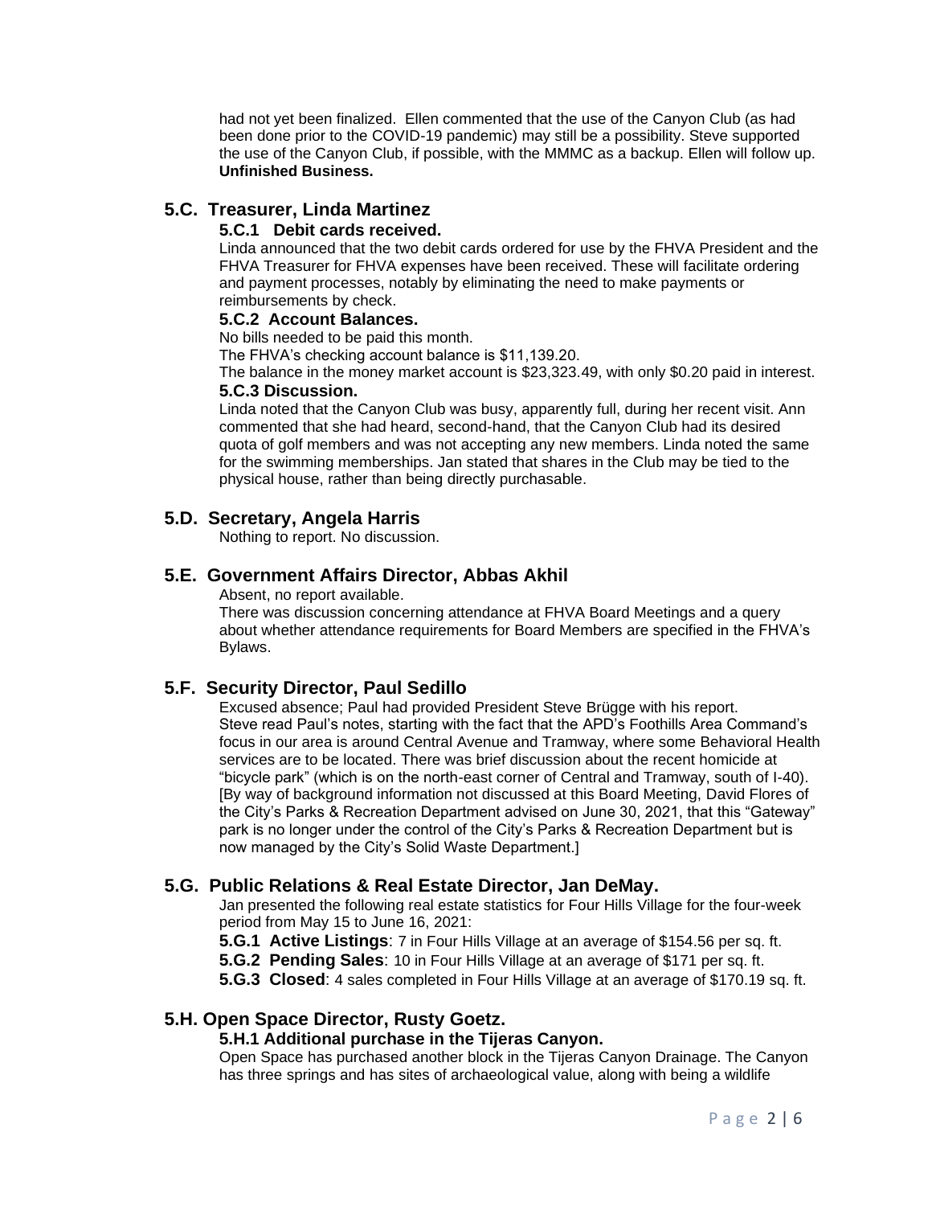had not yet been finalized. Ellen commented that the use of the Canyon Club (as had been done prior to the COVID-19 pandemic) may still be a possibility. Steve supported the use of the Canyon Club, if possible, with the MMMC as a backup. Ellen will follow up. **Unfinished Business.**

## 5.C. Treasurer, Linda Martinez

### 5.C.1 Debit cards received.

Linda announced that the two debit cards ordered for use by the FHVA President and the FHVA Treasurer for FHVA expenses have been received. These will facilitate ordering and payment processes, notably by eliminating the need to make payments or reimbursements by check.

### 5.C.2 Account Balances.

No bills needed to be paid this month.

The FHVA's checking account balance is $11,139.20.

The balance in the money market account is $23,323.49, with only $0.20 paid in interest.

### 5.C.3 Discussion.

Linda noted that the Canyon Club was busy, apparently full, during her recent visit. Ann commented that she had heard, second-hand, that the Canyon Club had its desired quota of golf members and was not accepting any new members. Linda noted the same for the swimming memberships. Jan stated that shares in the Club may be tied to the physical house, rather than being directly purchasable.

## 5.D. Secretary, Angela Harris

Nothing to report. No discussion.

## 5.E. Government Affairs Director, Abbas Akhil

Absent, no report available.

There was discussion concerning attendance at FHVA Board Meetings and a query about whether attendance requirements for Board Members are specified in the FHVA's Bylaws.

## 5.F. Security Director, Paul Sedillo

Excused absence; Paul had provided President Steve Brügge with his report.

Steve read Paul's notes, starting with the fact that the APD's Foothills Area Command's focus in our area is around Central Avenue and Tramway, where some Behavioral Health services are to be located. There was brief discussion about the recent homicide at "bicycle park" (which is on the north-east corner of Central and Tramway, south of I-40). [By way of background information not discussed at this Board Meeting, David Flores of the City's Parks & Recreation Department advised on June 30, 2021, that this "Gateway" park is no longer under the control of the City's Parks & Recreation Department but is now managed by the City's Solid Waste Department.]

## 5.G. Public Relations & Real Estate Director, Jan DeMay.

Jan presented the following real estate statistics for Four Hills Village for the four-week period from May 15 to June 16, 2021:

**5.G.1 Active Listings**: 7 in Four Hills Village at an average of $154.56 per sq. ft.

**5.G.2 Pending Sales**: 10 in Four Hills Village at an average of $171 per sq. ft.

**5.G.3 Closed**: 4 sales completed in Four Hills Village at an average of $170.19 sq. ft.

## 5.H. Open Space Director, Rusty Goetz.

### 5.H.1 Additional purchase in the Tijeras Canyon.

Open Space has purchased another block in the Tijeras Canyon Drainage. The Canyon has three springs and has sites of archaeological value, along with being a wildlife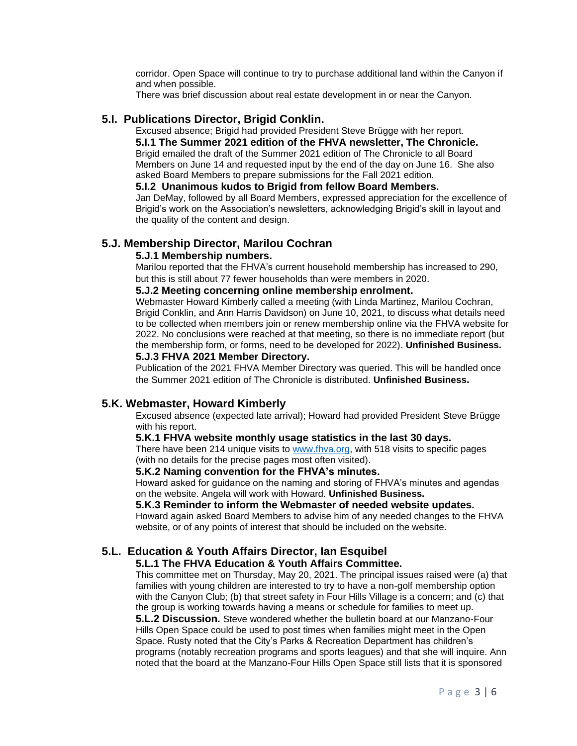corridor. Open Space will continue to try to purchase additional land within the Canyon if and when possible.

There was brief discussion about real estate development in or near the Canyon.

## 5.I. Publications Director, Brigid Conklin.

Excused absence; Brigid had provided President Steve Brügge with her report.

### 5.I.1 The Summer 2021 edition of the FHVA newsletter, The Chronicle.

Brigid emailed the draft of the Summer 2021 edition of The Chronicle to all Board Members on June 14 and requested input by the end of the day on June 16. She also asked Board Members to prepare submissions for the Fall 2021 edition.

### 5.I.2 Unanimous kudos to Brigid from fellow Board Members.

Jan DeMay, followed by all Board Members, expressed appreciation for the excellence of Brigid's work on the Association's newsletters, acknowledging Brigid's skill in layout and the quality of the content and design.

## 5.J. Membership Director, Marilou Cochran

### 5.J.1 Membership numbers.

Marilou reported that the FHVA's current household membership has increased to 290, but this is still about 77 fewer households than were members in 2020.

### 5.J.2 Meeting concerning online membership enrolment.

Webmaster Howard Kimberly called a meeting (with Linda Martinez, Marilou Cochran, Brigid Conklin, and Ann Harris Davidson) on June 10, 2021, to discuss what details need to be collected when members join or renew membership online via the FHVA website for 2022. No conclusions were reached at that meeting, so there is no immediate report (but the membership form, or forms, need to be developed for 2022). **Unfinished Business.**

### 5.J.3 FHVA 2021 Member Directory.

Publication of the 2021 FHVA Member Directory was queried. This will be handled once the Summer 2021 edition of The Chronicle is distributed. **Unfinished Business.**

## 5.K. Webmaster, Howard Kimberly

Excused absence (expected late arrival); Howard had provided President Steve Brügge with his report.

### 5.K.1 FHVA website monthly usage statistics in the last 30 days.

There have been 214 unique visits to [www.fhva.org](http://www.fhva.org), with 518 visits to specific pages (with no details for the precise pages most often visited).

### 5.K.2 Naming convention for the FHVA's minutes.

Howard asked for guidance on the naming and storing of FHVA's minutes and agendas on the website. Angela will work with Howard. **Unfinished Business.**

### 5.K.3 Reminder to inform the Webmaster of needed website updates.

Howard again asked Board Members to advise him of any needed changes to the FHVA website, or of any points of interest that should be included on the website.

## 5.L. Education & Youth Affairs Director, Ian Esquibel

### 5.L.1 The FHVA Education & Youth Affairs Committee.

This committee met on Thursday, May 20, 2021. The principal issues raised were (a) that families with young children are interested to try to have a non-golf membership option with the Canyon Club; (b) that street safety in Four Hills Village is a concern; and (c) that the group is working towards having a means or schedule for families to meet up.

**5.L.2 Discussion.** Steve wondered whether the bulletin board at our Manzano-Four Hills Open Space could be used to post times when families might meet in the Open Space. Rusty noted that the City's Parks & Recreation Department has children's programs (notably recreation programs and sports leagues) and that she will inquire. Ann noted that the board at the Manzano-Four Hills Open Space still lists that it is sponsored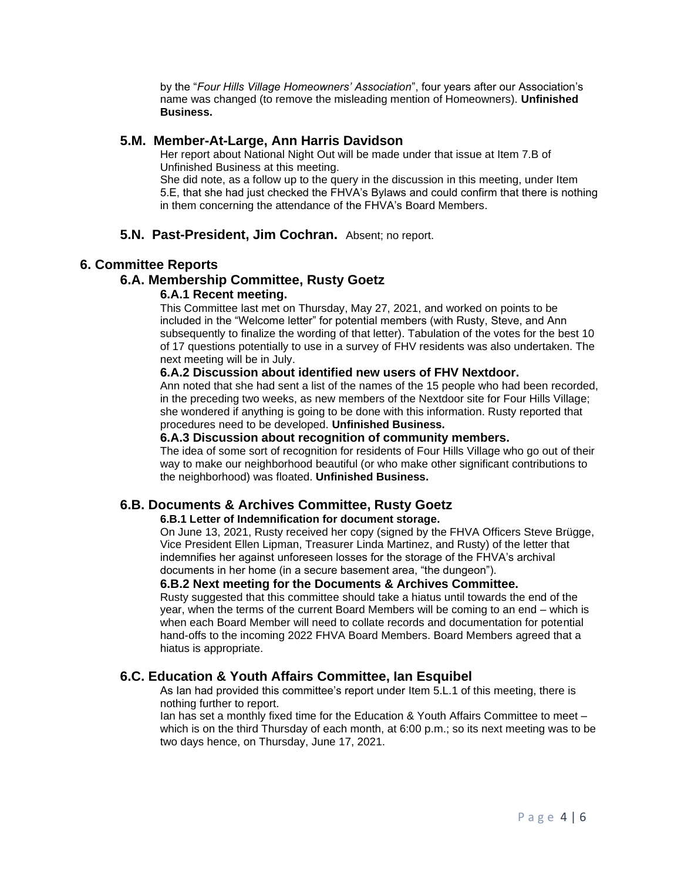by the "*Four Hills Village Homeowners' Association*", four years after our Association's name was changed (to remove the misleading mention of Homeowners). **Unfinished Business.**

### 5.M. Member-At-Large, Ann Harris Davidson

Her report about National Night Out will be made under that issue at Item 7.B of Unfinished Business at this meeting.
She did note, as a follow up to the query in the discussion in this meeting, under Item 5.E, that she had just checked the FHVA's Bylaws and could confirm that there is nothing in them concerning the attendance of the FHVA's Board Members.

### 5.N. Past-President, Jim Cochran.

Absent; no report.

## 6. Committee Reports

### 6.A. Membership Committee, Rusty Goetz

#### 6.A.1 Recent meeting.

This Committee last met on Thursday, May 27, 2021, and worked on points to be included in the "Welcome letter" for potential members (with Rusty, Steve, and Ann subsequently to finalize the wording of that letter). Tabulation of the votes for the best 10 of 17 questions potentially to use in a survey of FHV residents was also undertaken. The next meeting will be in July.

#### 6.A.2 Discussion about identified new users of FHV Nextdoor.

Ann noted that she had sent a list of the names of the 15 people who had been recorded, in the preceding two weeks, as new members of the Nextdoor site for Four Hills Village; she wondered if anything is going to be done with this information. Rusty reported that procedures need to be developed. **Unfinished Business.**

#### 6.A.3 Discussion about recognition of community members.

The idea of some sort of recognition for residents of Four Hills Village who go out of their way to make our neighborhood beautiful (or who make other significant contributions to the neighborhood) was floated. **Unfinished Business.**

### 6.B. Documents & Archives Committee, Rusty Goetz

#### 6.B.1 Letter of Indemnification for document storage.

On June 13, 2021, Rusty received her copy (signed by the FHVA Officers Steve Brügge, Vice President Ellen Lipman, Treasurer Linda Martinez, and Rusty) of the letter that indemnifies her against unforeseen losses for the storage of the FHVA's archival documents in her home (in a secure basement area, "the dungeon").

#### 6.B.2 Next meeting for the Documents & Archives Committee.

Rusty suggested that this committee should take a hiatus until towards the end of the year, when the terms of the current Board Members will be coming to an end – which is when each Board Member will need to collate records and documentation for potential hand-offs to the incoming 2022 FHVA Board Members. Board Members agreed that a hiatus is appropriate.

### 6.C. Education & Youth Affairs Committee, Ian Esquibel

As Ian had provided this committee's report under Item 5.L.1 of this meeting, there is nothing further to report.
Ian has set a monthly fixed time for the Education & Youth Affairs Committee to meet – which is on the third Thursday of each month, at 6:00 p.m.; so its next meeting was to be two days hence, on Thursday, June 17, 2021.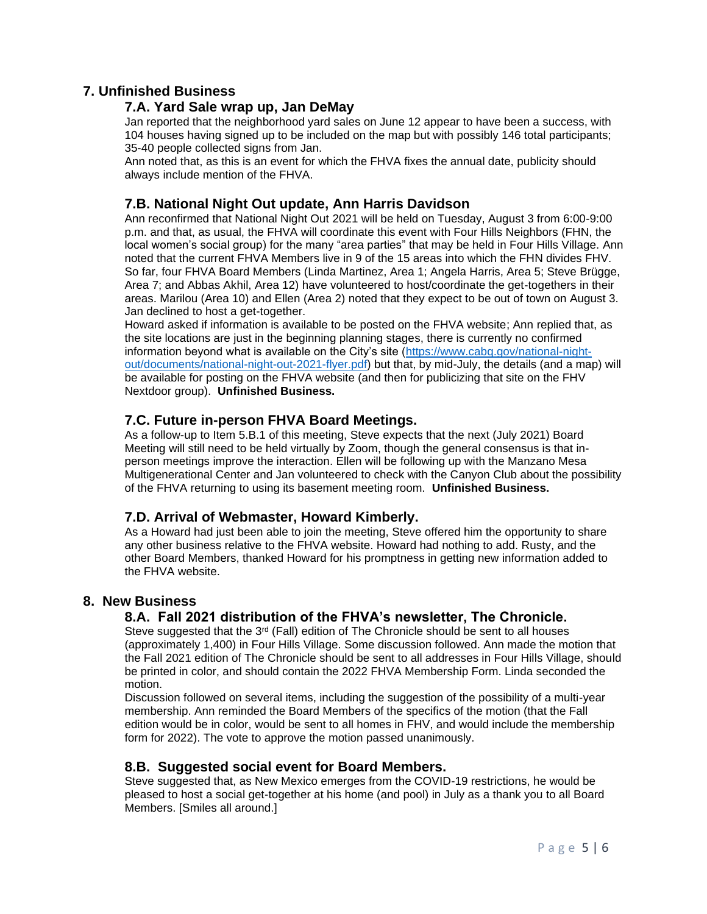## 7. Unfinished Business

### 7.A. Yard Sale wrap up, Jan DeMay

Jan reported that the neighborhood yard sales on June 12 appear to have been a success, with 104 houses having signed up to be included on the map but with possibly 146 total participants; 35-40 people collected signs from Jan.

Ann noted that, as this is an event for which the FHVA fixes the annual date, publicity should always include mention of the FHVA.

### 7.B. National Night Out update, Ann Harris Davidson

Ann reconfirmed that National Night Out 2021 will be held on Tuesday, August 3 from 6:00-9:00 p.m. and that, as usual, the FHVA will coordinate this event with Four Hills Neighbors (FHN, the local women's social group) for the many "area parties" that may be held in Four Hills Village. Ann noted that the current FHVA Members live in 9 of the 15 areas into which the FHN divides FHV. So far, four FHVA Board Members (Linda Martinez, Area 1; Angela Harris, Area 5; Steve Brügge, Area 7; and Abbas Akhil, Area 12) have volunteered to host/coordinate the get-togethers in their areas. Marilou (Area 10) and Ellen (Area 2) noted that they expect to be out of town on August 3. Jan declined to host a get-together.

Howard asked if information is available to be posted on the FHVA website; Ann replied that, as the site locations are just in the beginning planning stages, there is currently no confirmed information beyond what is available on the City's site (https://www.cabq.gov/national-night-out/documents/national-night-out-2021-flyer.pdf) but that, by mid-July, the details (and a map) will be available for posting on the FHVA website (and then for publicizing that site on the FHV Nextdoor group). **Unfinished Business.**

### 7.C. Future in-person FHVA Board Meetings.

As a follow-up to Item 5.B.1 of this meeting, Steve expects that the next (July 2021) Board Meeting will still need to be held virtually by Zoom, though the general consensus is that in-person meetings improve the interaction. Ellen will be following up with the Manzano Mesa Multigenerational Center and Jan volunteered to check with the Canyon Club about the possibility of the FHVA returning to using its basement meeting room. **Unfinished Business.**

### 7.D. Arrival of Webmaster, Howard Kimberly.

As a Howard had just been able to join the meeting, Steve offered him the opportunity to share any other business relative to the FHVA website. Howard had nothing to add. Rusty, and the other Board Members, thanked Howard for his promptness in getting new information added to the FHVA website.

## 8. New Business

### 8.A. Fall 2021 distribution of the FHVA's newsletter, The Chronicle.

Steve suggested that the 3rd (Fall) edition of The Chronicle should be sent to all houses (approximately 1,400) in Four Hills Village. Some discussion followed. Ann made the motion that the Fall 2021 edition of The Chronicle should be sent to all addresses in Four Hills Village, should be printed in color, and should contain the 2022 FHVA Membership Form. Linda seconded the motion.

Discussion followed on several items, including the suggestion of the possibility of a multi-year membership. Ann reminded the Board Members of the specifics of the motion (that the Fall edition would be in color, would be sent to all homes in FHV, and would include the membership form for 2022). The vote to approve the motion passed unanimously.

### 8.B. Suggested social event for Board Members.

Steve suggested that, as New Mexico emerges from the COVID-19 restrictions, he would be pleased to host a social get-together at his home (and pool) in July as a thank you to all Board Members. [Smiles all around.]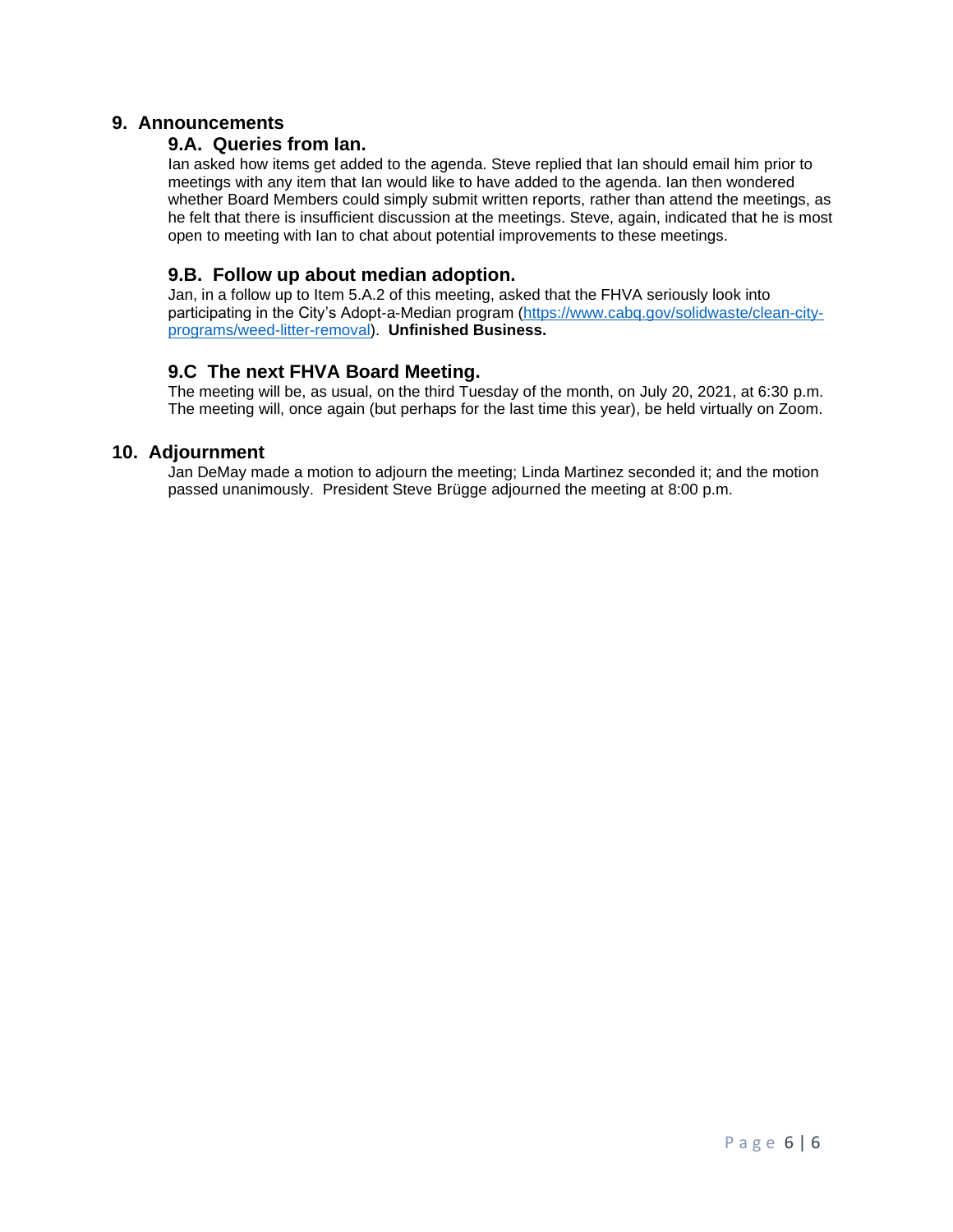## 9. Announcements

### 9.A. Queries from Ian.

Ian asked how items get added to the agenda. Steve replied that Ian should email him prior to meetings with any item that Ian would like to have added to the agenda. Ian then wondered whether Board Members could simply submit written reports, rather than attend the meetings, as he felt that there is insufficient discussion at the meetings. Steve, again, indicated that he is most open to meeting with Ian to chat about potential improvements to these meetings.

### 9.B. Follow up about median adoption.

Jan, in a follow up to Item 5.A.2 of this meeting, asked that the FHVA seriously look into participating in the City's Adopt-a-Median program ([https://www.cabq.gov/solidwaste/clean-city-programs/weed-litter-removal](https://www.cabq.gov/solidwaste/clean-city-programs/weed-litter-removal)). **Unfinished Business.**

### 9.C The next FHVA Board Meeting.

The meeting will be, as usual, on the third Tuesday of the month, on July 20, 2021, at 6:30 p.m. The meeting will, once again (but perhaps for the last time this year), be held virtually on Zoom.

## 10. Adjournment

Jan DeMay made a motion to adjourn the meeting; Linda Martinez seconded it; and the motion passed unanimously. President Steve Brügge adjourned the meeting at 8:00 p.m.